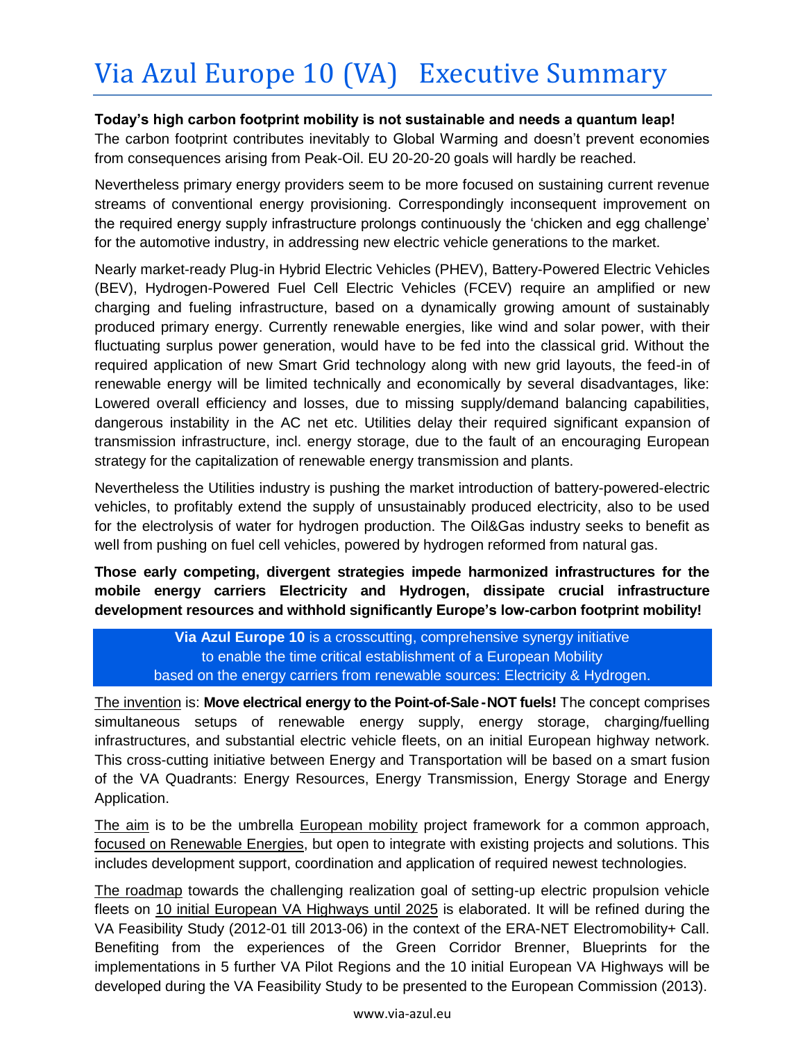# Via Azul Europe 10 (VA)   Executive Summary

**Today's high carbon footprint mobility is not sustainable and needs a quantum leap!**
The carbon footprint contributes inevitably to Global Warming and doesn't prevent economies from consequences arising from Peak-Oil. EU 20-20-20 goals will hardly be reached.

Nevertheless primary energy providers seem to be more focused on sustaining current revenue streams of conventional energy provisioning. Correspondingly inconsequent improvement on the required energy supply infrastructure prolongs continuously the 'chicken and egg challenge' for the automotive industry, in addressing new electric vehicle generations to the market.

Nearly market-ready Plug-in Hybrid Electric Vehicles (PHEV), Battery-Powered Electric Vehicles (BEV), Hydrogen-Powered Fuel Cell Electric Vehicles (FCEV) require an amplified or new charging and fueling infrastructure, based on a dynamically growing amount of sustainably produced primary energy. Currently renewable energies, like wind and solar power, with their fluctuating surplus power generation, would have to be fed into the classical grid. Without the required application of new Smart Grid technology along with new grid layouts, the feed-in of renewable energy will be limited technically and economically by several disadvantages, like: Lowered overall efficiency and losses, due to missing supply/demand balancing capabilities, dangerous instability in the AC net etc. Utilities delay their required significant expansion of transmission infrastructure, incl. energy storage, due to the fault of an encouraging European strategy for the capitalization of renewable energy transmission and plants.

Nevertheless the Utilities industry is pushing the market introduction of battery-powered-electric vehicles, to profitably extend the supply of unsustainably produced electricity, also to be used for the electrolysis of water for hydrogen production. The Oil&Gas industry seeks to benefit as well from pushing on fuel cell vehicles, powered by hydrogen reformed from natural gas.

**Those early competing, divergent strategies impede harmonized infrastructures for the mobile energy carriers Electricity and Hydrogen, dissipate crucial infrastructure development resources and withhold significantly Europe's low-carbon footprint mobility!**

**Via Azul Europe 10** is a crosscutting, comprehensive synergy initiative to enable the time critical establishment of a European Mobility based on the energy carriers from renewable sources: Electricity & Hydrogen.

The invention is: **Move electrical energy to the Point-of-Sale - NOT fuels!** The concept comprises simultaneous setups of renewable energy supply, energy storage, charging/fuelling infrastructures, and substantial electric vehicle fleets, on an initial European highway network. This cross-cutting initiative between Energy and Transportation will be based on a smart fusion of the VA Quadrants: Energy Resources, Energy Transmission, Energy Storage and Energy Application.

The aim is to be the umbrella European mobility project framework for a common approach, focused on Renewable Energies, but open to integrate with existing projects and solutions. This includes development support, coordination and application of required newest technologies.

The roadmap towards the challenging realization goal of setting-up electric propulsion vehicle fleets on 10 initial European VA Highways until 2025 is elaborated. It will be refined during the VA Feasibility Study (2012-01 till 2013-06) in the context of the ERA-NET Electromobility+ Call. Benefiting from the experiences of the Green Corridor Brenner, Blueprints for the implementations in 5 further VA Pilot Regions and the 10 initial European VA Highways will be developed during the VA Feasibility Study to be presented to the European Commission (2013).

www.via-azul.eu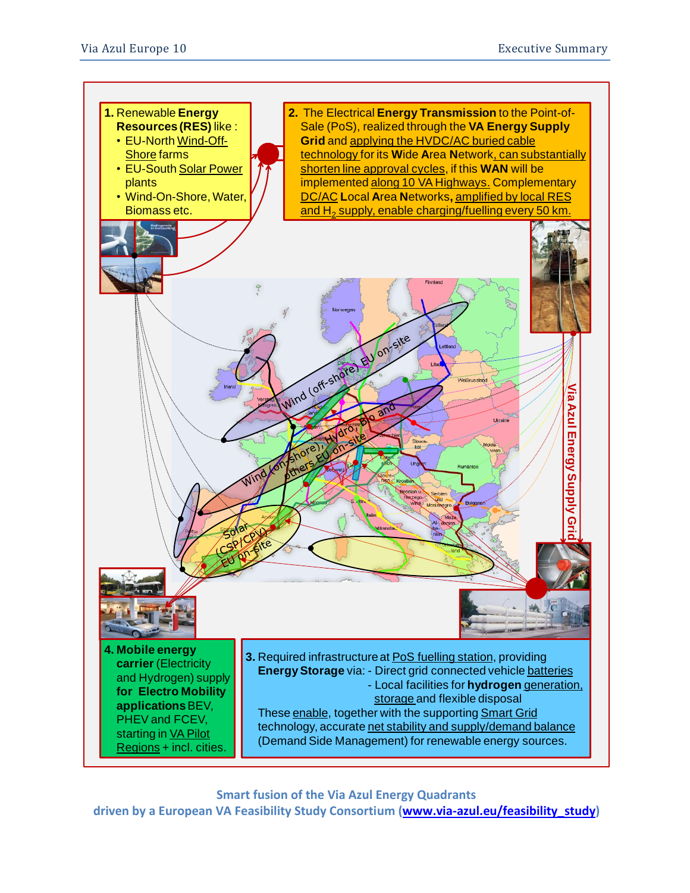**1.** Renewable **Energy Resources (RES)** like :

- EU-North Wind-Off-Shore farms
- EU-South Solar Power plants
- Wind-On-Shore, Water, Biomass etc.

**2.** The Electrical **Energy Transmission** to the Point-of-Sale (PoS), realized through the **VA Energy Supply Grid** and applying the HVDC/AC buried cable technology for its **W**ide **A**rea **N**etwork, can substantially shorten line approval cycles, if this **WAN** will be implemented along 10 VA Highways. Complementary DC/AC **L**ocal **A**rea **N**etworks, amplified by local RES and $H_2$ supply, enable charging/fuelling every 50 km.

Wind (off-shore) EU on-site

Wind (on-shore), Hydro, Bio and others EU on-site

Solar (CSP/CPV) EU on-site

Via Azul Energy Supply Grid

**3.** Required infrastructure at PoS fuelling station, providing **Energy Storage** via: - Direct grid connected vehicle batteries
- Local facilities for **hydrogen** generation, storage and flexible disposal

These enable, together with the supporting Smart Grid technology, accurate net stability and supply/demand balance (Demand Side Management) for renewable energy sources.

**4. Mobile energy carrier** (Electricity and Hydrogen) supply **for Electro Mobility applications** BEV, PHEV and FCEV, starting in VA Pilot Regions + incl. cities.

**Smart fusion of the Via Azul Energy Quadrants**
**driven by a European VA Feasibility Study Consortium (www.via-azul.eu/feasibility_study)**